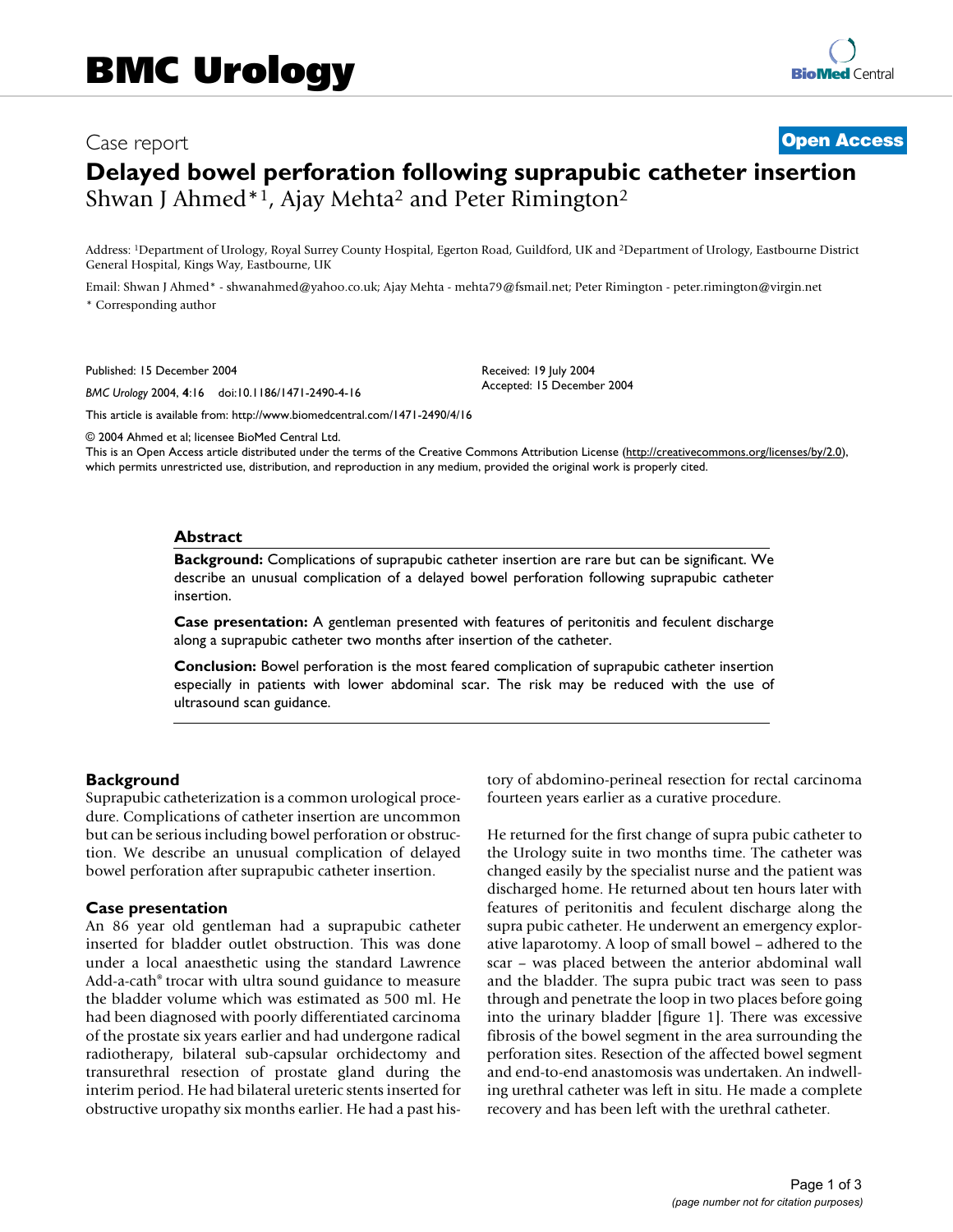# BMC Urology

Case report

**Open Access**

# Delayed bowel perforation following suprapubic catheter insertion

Shwan J Ahmed*[1], Ajay Mehta[2] and Peter Rimington[2]

Address: [1]Department of Urology, Royal Surrey County Hospital, Egerton Road, Guildford, UK and [2]Department of Urology, Eastbourne District General Hospital, Kings Way, Eastbourne, UK

Email: Shwan J Ahmed* - shwanahmed@yahoo.co.uk; Ajay Mehta - mehta79@fsmail.net; Peter Rimington - peter.rimington@virgin.net

* Corresponding author

Published: 15 December 2004

*BMC Urology* 2004, **4**:16 doi:10.1186/1471-2490-4-16

Received: 19 July 2004

Accepted: 15 December 2004

This article is available from: http://www.biomedcentral.com/1471-2490/4/16

© 2004 Ahmed et al; licensee BioMed Central Ltd.

This is an Open Access article distributed under the terms of the Creative Commons Attribution License (http://creativecommons.org/licenses/by/2.0), which permits unrestricted use, distribution, and reproduction in any medium, provided the original work is properly cited.

## Abstract

**Background:** Complications of suprapubic catheter insertion are rare but can be significant. We describe an unusual complication of a delayed bowel perforation following suprapubic catheter insertion.

**Case presentation:** A gentleman presented with features of peritonitis and feculent discharge along a suprapubic catheter two months after insertion of the catheter.

**Conclusion:** Bowel perforation is the most feared complication of suprapubic catheter insertion especially in patients with lower abdominal scar. The risk may be reduced with the use of ultrasound scan guidance.

## Background

Suprapubic catheterization is a common urological procedure. Complications of catheter insertion are uncommon but can be serious including bowel perforation or obstruction. We describe an unusual complication of delayed bowel perforation after suprapubic catheter insertion.

## Case presentation

An 86 year old gentleman had a suprapubic catheter inserted for bladder outlet obstruction. This was done under a local anaesthetic using the standard Lawrence Add-a-cath® trocar with ultra sound guidance to measure the bladder volume which was estimated as 500 ml. He had been diagnosed with poorly differentiated carcinoma of the prostate six years earlier and had undergone radical radiotherapy, bilateral sub-capsular orchidectomy and transurethral resection of prostate gland during the interim period. He had bilateral ureteric stents inserted for obstructive uropathy six months earlier. He had a past history of abdomino-perineal resection for rectal carcinoma fourteen years earlier as a curative procedure.

He returned for the first change of supra pubic catheter to the Urology suite in two months time. The catheter was changed easily by the specialist nurse and the patient was discharged home. He returned about ten hours later with features of peritonitis and feculent discharge along the supra pubic catheter. He underwent an emergency explorative laparotomy. A loop of small bowel – adhered to the scar – was placed between the anterior abdominal wall and the bladder. The supra pubic tract was seen to pass through and penetrate the loop in two places before going into the urinary bladder [figure 1]. There was excessive fibrosis of the bowel segment in the area surrounding the perforation sites. Resection of the affected bowel segment and end-to-end anastomosis was undertaken. An indwelling urethral catheter was left in situ. He made a complete recovery and has been left with the urethral catheter.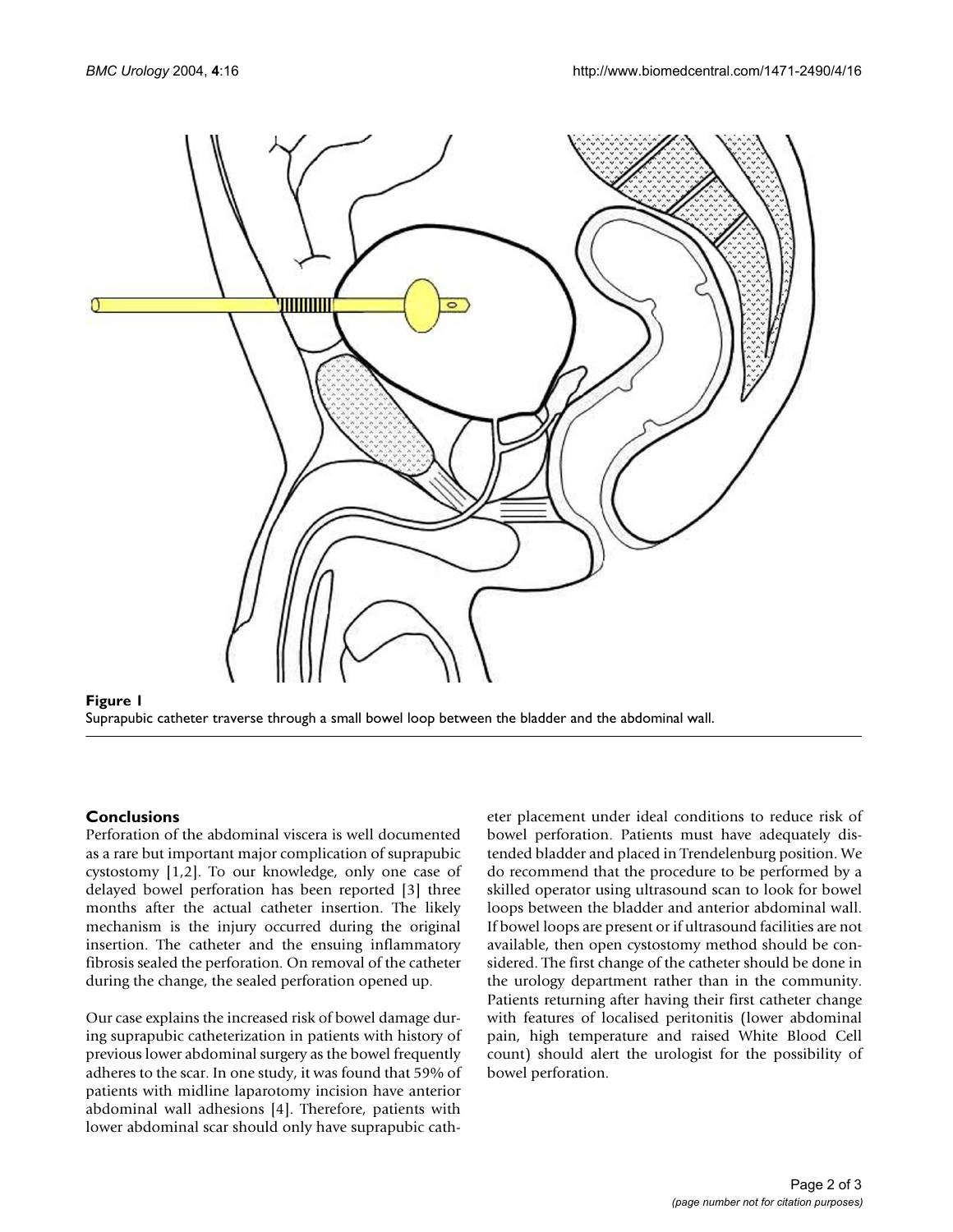**Figure 1**
Suprapubic catheter traverse through a small bowel loop between the bladder and the abdominal wall.

## Conclusions

Perforation of the abdominal viscera is well documented as a rare but important major complication of suprapubic cystostomy [1,2]. To our knowledge, only one case of delayed bowel perforation has been reported [3] three months after the actual catheter insertion. The likely mechanism is the injury occurred during the original insertion. The catheter and the ensuing inflammatory fibrosis sealed the perforation. On removal of the catheter during the change, the sealed perforation opened up.

Our case explains the increased risk of bowel damage during suprapubic catheterization in patients with history of previous lower abdominal surgery as the bowel frequently adheres to the scar. In one study, it was found that 59% of patients with midline laparotomy incision have anterior abdominal wall adhesions [4]. Therefore, patients with lower abdominal scar should only have suprapubic catheter placement under ideal conditions to reduce risk of bowel perforation. Patients must have adequately distended bladder and placed in Trendelenburg position. We do recommend that the procedure to be performed by a skilled operator using ultrasound scan to look for bowel loops between the bladder and anterior abdominal wall. If bowel loops are present or if ultrasound facilities are not available, then open cystostomy method should be considered. The first change of the catheter should be done in the urology department rather than in the community. Patients returning after having their first catheter change with features of localised peritonitis (lower abdominal pain, high temperature and raised White Blood Cell count) should alert the urologist for the possibility of bowel perforation.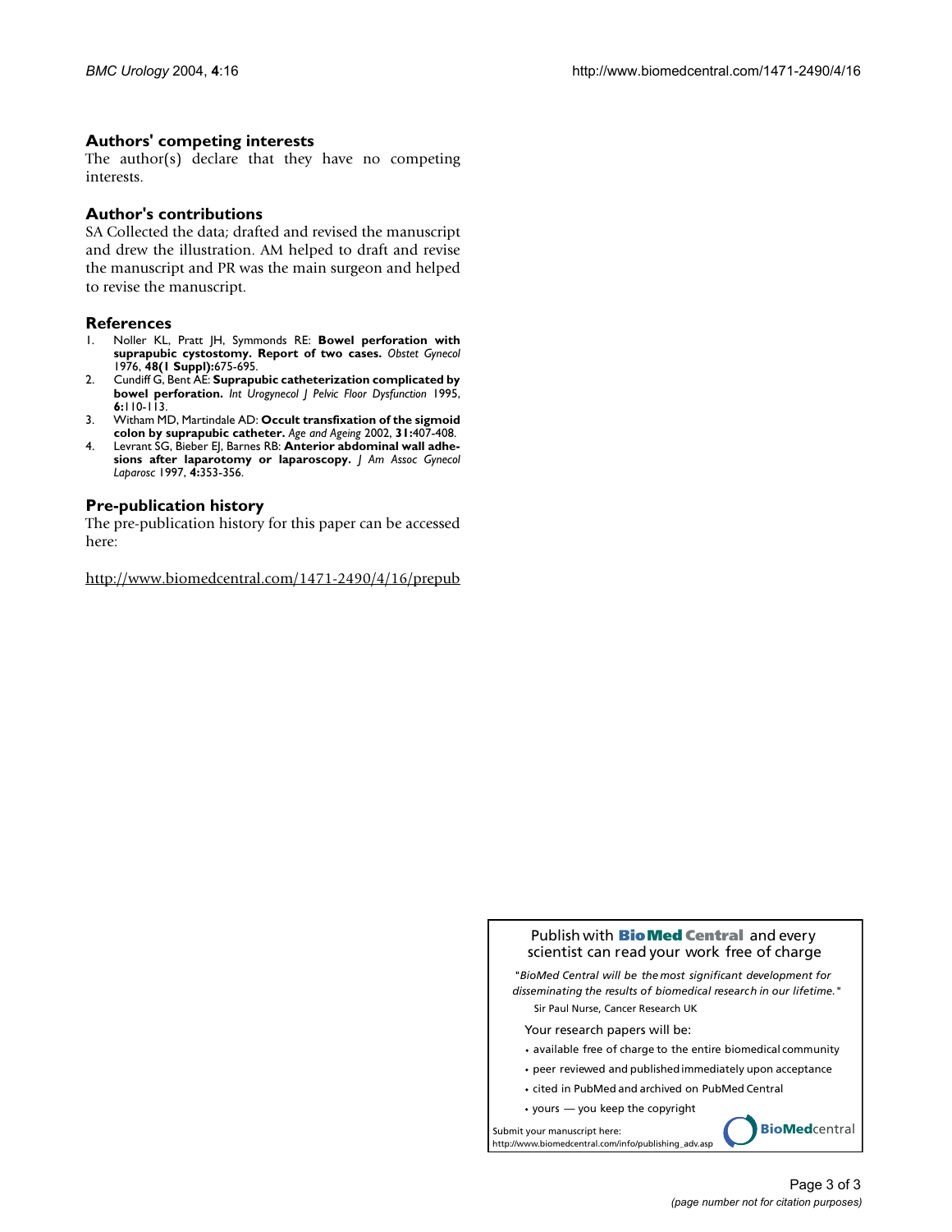## Authors' competing interests

The author(s) declare that they have no competing interests.

## Author's contributions

SA Collected the data; drafted and revised the manuscript and drew the illustration. AM helped to draft and revise the manuscript and PR was the main surgeon and helped to revise the manuscript.

## References

1. Noller KL, Pratt JH, Symmonds RE: **Bowel perforation with suprapubic cystostomy. Report of two cases.** *Obstet Gynecol* 1976, **48(1 Suppl):**675-695.
2. Cundiff G, Bent AE: **Suprapubic catheterization complicated by bowel perforation.** *Int Urogynecol J Pelvic Floor Dysfunction* 1995, **6:**110-113.
3. Witham MD, Martindale AD: **Occult transfixation of the sigmoid colon by suprapubic catheter.** *Age and Ageing* 2002, **31:**407-408.
4. Levrant SG, Bieber EJ, Barnes RB: **Anterior abdominal wall adhesions after laparotomy or laparoscopy.** *J Am Assoc Gynecol Laparosc* 1997, **4:**353-356.

## Pre-publication history

The pre-publication history for this paper can be accessed here:

http://www.biomedcentral.com/1471-2490/4/16/prepub

Publish with **BioMed Central** and every scientist can read your work free of charge

*"BioMed Central will be the most significant development for disseminating the results of biomedical research in our lifetime."*

Sir Paul Nurse, Cancer Research UK

Your research papers will be:

- available free of charge to the entire biomedical community
- peer reviewed and published immediately upon acceptance
- cited in PubMed and archived on PubMed Central
- yours — you keep the copyright

Submit your manuscript here:
http://www.biomedcentral.com/info/publishing_adv.asp

**BioMed**central